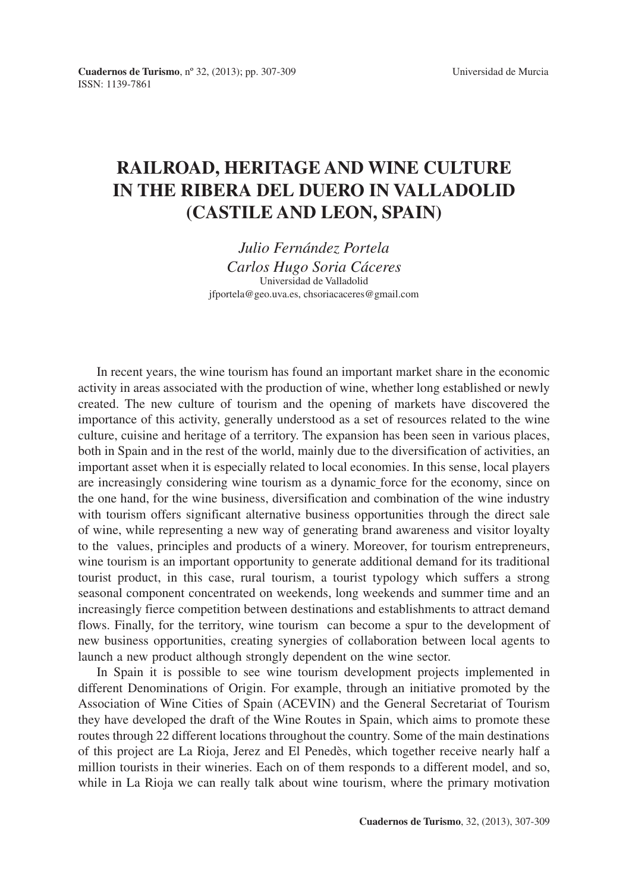# RAILROAD, HERITAGE AND WINE CULTURE IN THE RIBERA DEL DUERO IN VALLADOLID (CASTILE AND LEON, SPAIN)

*Julio Fernández Portela*
*Carlos Hugo Soria Cáceres*
Universidad de Valladolid
jfportela@geo.uva.es, chsoriacaceres@gmail.com

In recent years, the wine tourism has found an important market share in the economic activity in areas associated with the production of wine, whether long established or newly created. The new culture of tourism and the opening of markets have discovered the importance of this activity, generally understood as a set of resources related to the wine culture, cuisine and heritage of a territory. The expansion has been seen in various places, both in Spain and in the rest of the world, mainly due to the diversification of activities, an important asset when it is especially related to local economies. In this sense, local players are increasingly considering wine tourism as a dynamic force for the economy, since on the one hand, for the wine business, diversification and combination of the wine industry with tourism offers significant alternative business opportunities through the direct sale of wine, while representing a new way of generating brand awareness and visitor loyalty to the values, principles and products of a winery. Moreover, for tourism entrepreneurs, wine tourism is an important opportunity to generate additional demand for its traditional tourist product, in this case, rural tourism, a tourist typology which suffers a strong seasonal component concentrated on weekends, long weekends and summer time and an increasingly fierce competition between destinations and establishments to attract demand flows. Finally, for the territory, wine tourism can become a spur to the development of new business opportunities, creating synergies of collaboration between local agents to launch a new product although strongly dependent on the wine sector.

In Spain it is possible to see wine tourism development projects implemented in different Denominations of Origin. For example, through an initiative promoted by the Association of Wine Cities of Spain (ACEVIN) and the General Secretariat of Tourism they have developed the draft of the Wine Routes in Spain, which aims to promote these routes through 22 different locations throughout the country. Some of the main destinations of this project are La Rioja, Jerez and El Penedès, which together receive nearly half a million tourists in their wineries. Each on of them responds to a different model, and so, while in La Rioja we can really talk about wine tourism, where the primary motivation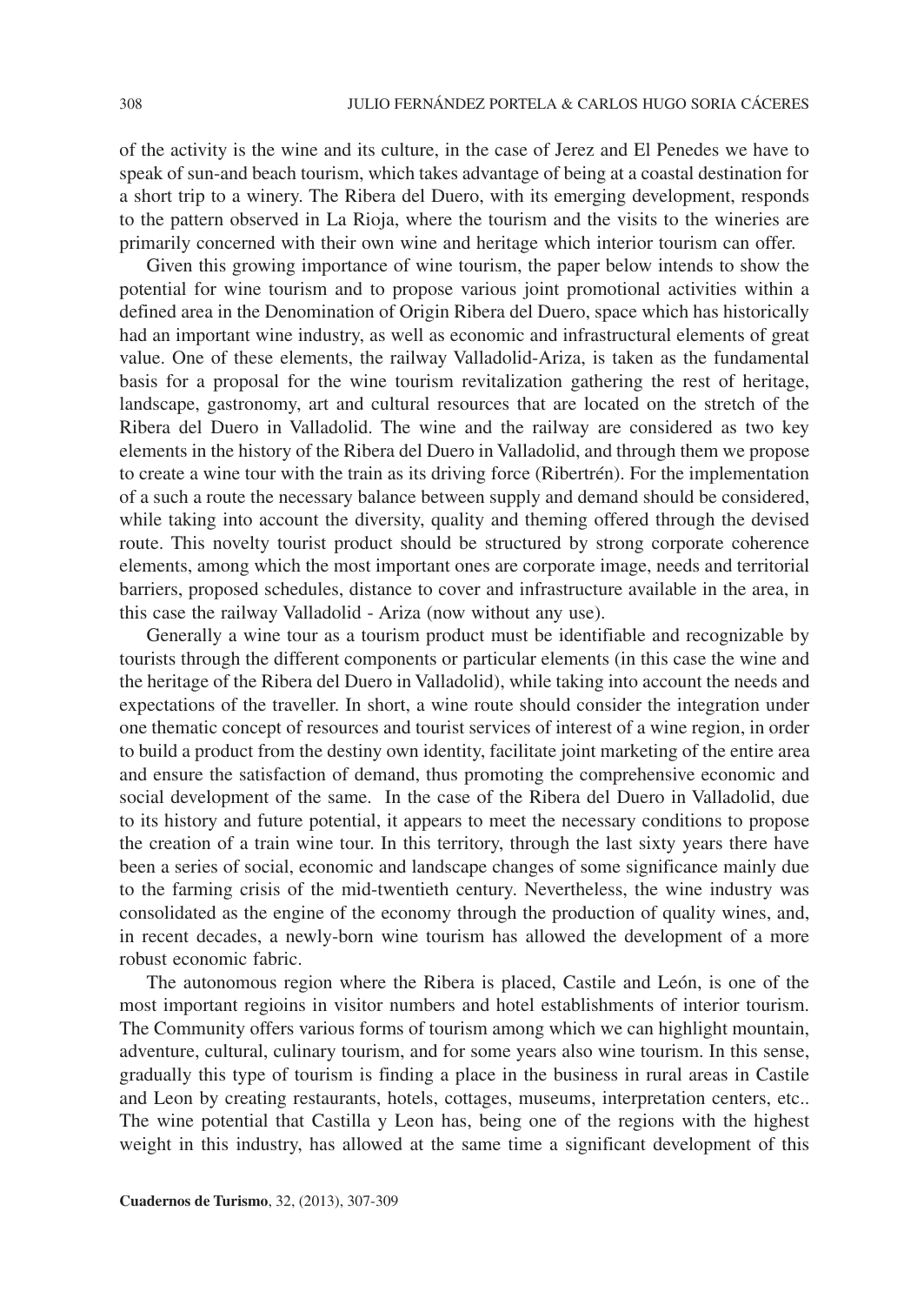of the activity is the wine and its culture, in the case of Jerez and El Penedes we have to speak of sun-and beach tourism, which takes advantage of being at a coastal destination for a short trip to a winery. The Ribera del Duero, with its emerging development, responds to the pattern observed in La Rioja, where the tourism and the visits to the wineries are primarily concerned with their own wine and heritage which interior tourism can offer.

Given this growing importance of wine tourism, the paper below intends to show the potential for wine tourism and to propose various joint promotional activities within a defined area in the Denomination of Origin Ribera del Duero, space which has historically had an important wine industry, as well as economic and infrastructural elements of great value. One of these elements, the railway Valladolid-Ariza, is taken as the fundamental basis for a proposal for the wine tourism revitalization gathering the rest of heritage, landscape, gastronomy, art and cultural resources that are located on the stretch of the Ribera del Duero in Valladolid. The wine and the railway are considered as two key elements in the history of the Ribera del Duero in Valladolid, and through them we propose to create a wine tour with the train as its driving force (Ribertrén). For the implementation of a such a route the necessary balance between supply and demand should be considered, while taking into account the diversity, quality and theming offered through the devised route. This novelty tourist product should be structured by strong corporate coherence elements, among which the most important ones are corporate image, needs and territorial barriers, proposed schedules, distance to cover and infrastructure available in the area, in this case the railway Valladolid - Ariza (now without any use).

Generally a wine tour as a tourism product must be identifiable and recognizable by tourists through the different components or particular elements (in this case the wine and the heritage of the Ribera del Duero in Valladolid), while taking into account the needs and expectations of the traveller. In short, a wine route should consider the integration under one thematic concept of resources and tourist services of interest of a wine region, in order to build a product from the destiny own identity, facilitate joint marketing of the entire area and ensure the satisfaction of demand, thus promoting the comprehensive economic and social development of the same. In the case of the Ribera del Duero in Valladolid, due to its history and future potential, it appears to meet the necessary conditions to propose the creation of a train wine tour. In this territory, through the last sixty years there have been a series of social, economic and landscape changes of some significance mainly due to the farming crisis of the mid-twentieth century. Nevertheless, the wine industry was consolidated as the engine of the economy through the production of quality wines, and, in recent decades, a newly-born wine tourism has allowed the development of a more robust economic fabric.

The autonomous region where the Ribera is placed, Castile and León, is one of the most important regioins in visitor numbers and hotel establishments of interior tourism. The Community offers various forms of tourism among which we can highlight mountain, adventure, cultural, culinary tourism, and for some years also wine tourism. In this sense, gradually this type of tourism is finding a place in the business in rural areas in Castile and Leon by creating restaurants, hotels, cottages, museums, interpretation centers, etc.. The wine potential that Castilla y Leon has, being one of the regions with the highest weight in this industry, has allowed at the same time a significant development of this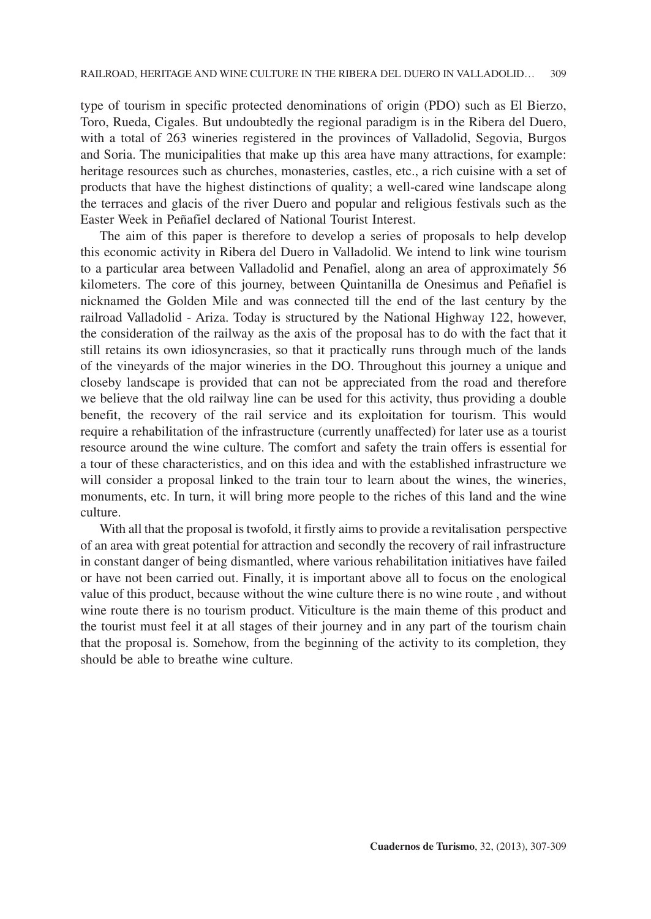type of tourism in specific protected denominations of origin (PDO) such as El Bierzo, Toro, Rueda, Cigales. But undoubtedly the regional paradigm is in the Ribera del Duero, with a total of 263 wineries registered in the provinces of Valladolid, Segovia, Burgos and Soria. The municipalities that make up this area have many attractions, for example: heritage resources such as churches, monasteries, castles, etc., a rich cuisine with a set of products that have the highest distinctions of quality; a well-cared wine landscape along the terraces and glacis of the river Duero and popular and religious festivals such as the Easter Week in Peñafiel declared of National Tourist Interest.

The aim of this paper is therefore to develop a series of proposals to help develop this economic activity in Ribera del Duero in Valladolid. We intend to link wine tourism to a particular area between Valladolid and Penafiel, along an area of approximately 56 kilometers. The core of this journey, between Quintanilla de Onesimus and Peñafiel is nicknamed the Golden Mile and was connected till the end of the last century by the railroad Valladolid - Ariza. Today is structured by the National Highway 122, however, the consideration of the railway as the axis of the proposal has to do with the fact that it still retains its own idiosyncrasies, so that it practically runs through much of the lands of the vineyards of the major wineries in the DO. Throughout this journey a unique and closeby landscape is provided that can not be appreciated from the road and therefore we believe that the old railway line can be used for this activity, thus providing a double benefit, the recovery of the rail service and its exploitation for tourism. This would require a rehabilitation of the infrastructure (currently unaffected) for later use as a tourist resource around the wine culture. The comfort and safety the train offers is essential for a tour of these characteristics, and on this idea and with the established infrastructure we will consider a proposal linked to the train tour to learn about the wines, the wineries, monuments, etc. In turn, it will bring more people to the riches of this land and the wine culture.

With all that the proposal is twofold, it firstly aims to provide a revitalisation perspective of an area with great potential for attraction and secondly the recovery of rail infrastructure in constant danger of being dismantled, where various rehabilitation initiatives have failed or have not been carried out. Finally, it is important above all to focus on the enological value of this product, because without the wine culture there is no wine route , and without wine route there is no tourism product. Viticulture is the main theme of this product and the tourist must feel it at all stages of their journey and in any part of the tourism chain that the proposal is. Somehow, from the beginning of the activity to its completion, they should be able to breathe wine culture.